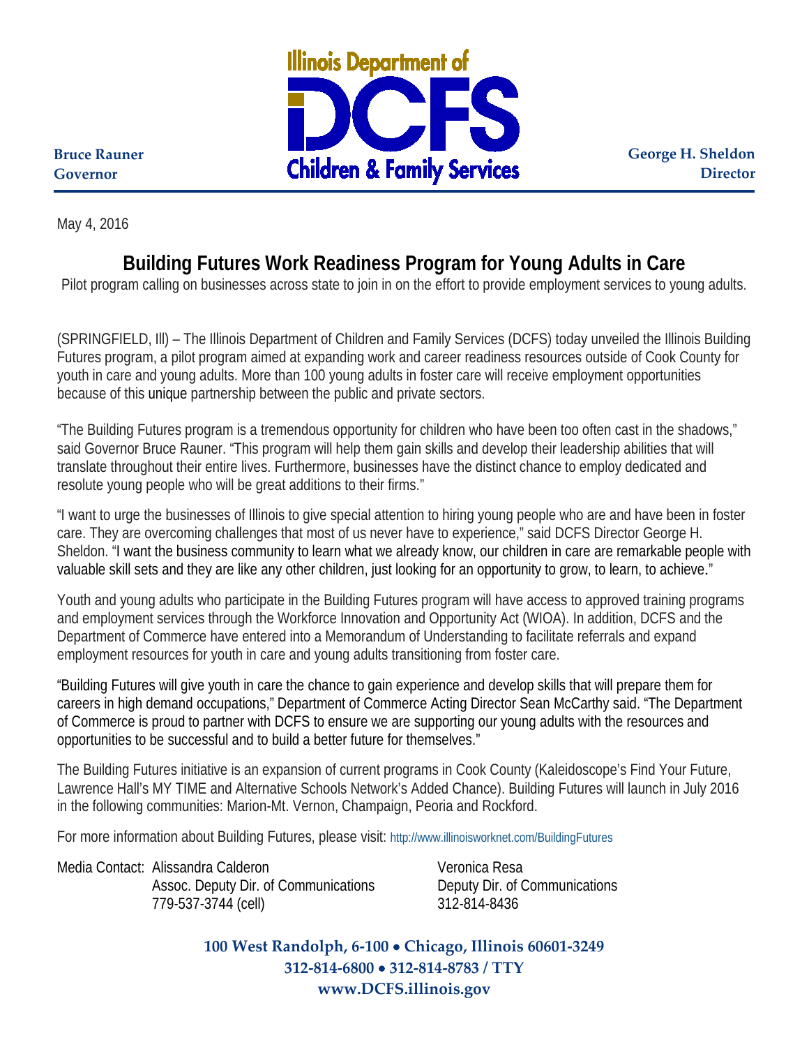Illinois Department of **DCFS** Children & Family Services

**Bruce Rauner**
**Governor**

**George H. Sheldon**
**Director**

May 4, 2016

# Building Futures Work Readiness Program for Young Adults in Care

Pilot program calling on businesses across state to join in on the effort to provide employment services to young adults.

(SPRINGFIELD, Ill) – The Illinois Department of Children and Family Services (DCFS) today unveiled the Illinois Building Futures program, a pilot program aimed at expanding work and career readiness resources outside of Cook County for youth in care and young adults. More than 100 young adults in foster care will receive employment opportunities because of this unique partnership between the public and private sectors.

"The Building Futures program is a tremendous opportunity for children who have been too often cast in the shadows," said Governor Bruce Rauner. "This program will help them gain skills and develop their leadership abilities that will translate throughout their entire lives. Furthermore, businesses have the distinct chance to employ dedicated and resolute young people who will be great additions to their firms."

"I want to urge the businesses of Illinois to give special attention to hiring young people who are and have been in foster care. They are overcoming challenges that most of us never have to experience," said DCFS Director George H. Sheldon. "I want the business community to learn what we already know, our children in care are remarkable people with valuable skill sets and they are like any other children, just looking for an opportunity to grow, to learn, to achieve."

Youth and young adults who participate in the Building Futures program will have access to approved training programs and employment services through the Workforce Innovation and Opportunity Act (WIOA). In addition, DCFS and the Department of Commerce have entered into a Memorandum of Understanding to facilitate referrals and expand employment resources for youth in care and young adults transitioning from foster care.

"Building Futures will give youth in care the chance to gain experience and develop skills that will prepare them for careers in high demand occupations," Department of Commerce Acting Director Sean McCarthy said. "The Department of Commerce is proud to partner with DCFS to ensure we are supporting our young adults with the resources and opportunities to be successful and to build a better future for themselves."

The Building Futures initiative is an expansion of current programs in Cook County (Kaleidoscope's Find Your Future, Lawrence Hall's MY TIME and Alternative Schools Network's Added Chance). Building Futures will launch in July 2016 in the following communities: Marion-Mt. Vernon, Champaign, Peoria and Rockford.

For more information about Building Futures, please visit: http://www.illinoisworknet.com/BuildingFutures

Media Contact: Alissandra Calderon
Assoc. Deputy Dir. of Communications
779-537-3744 (cell)

Veronica Resa
Deputy Dir. of Communications
312-814-8436

**100 West Randolph, 6-100 • Chicago, Illinois 60601-3249**
**312-814-6800 • 312-814-8783 / TTY**
**www.DCFS.illinois.gov**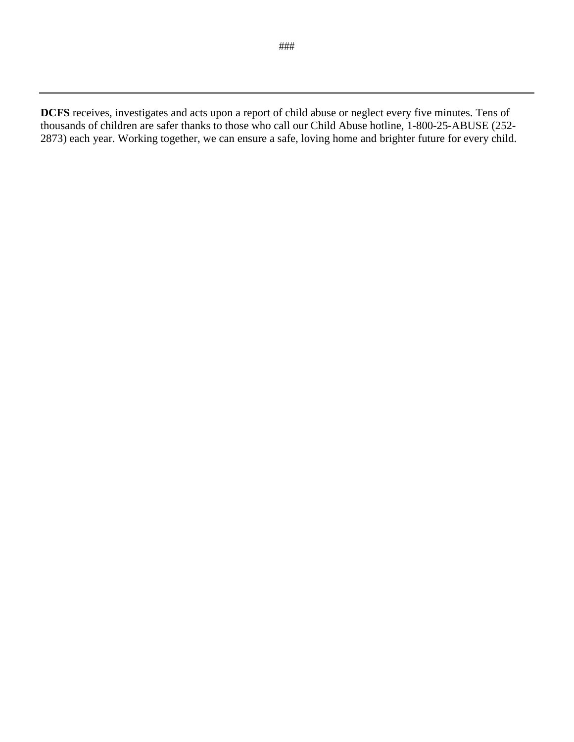###

---

**DCFS** receives, investigates and acts upon a report of child abuse or neglect every five minutes. Tens of thousands of children are safer thanks to those who call our Child Abuse hotline, 1-800-25-ABUSE (252-2873) each year. Working together, we can ensure a safe, loving home and brighter future for every child.